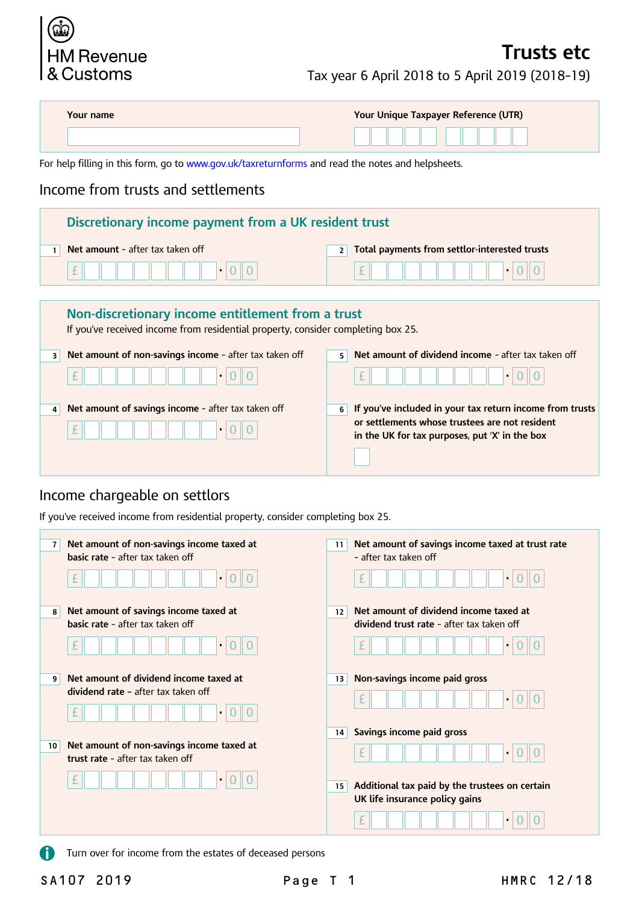HM Revenue & Customs

# Trusts etc

Tax year 6 April 2018 to 5 April 2019 (2018-19)

**Your name**

**Your Unique Taxpayer Reference (UTR)**

For help filling in this form, go to www.gov.uk/taxreturnforms and read the notes and helpsheets.

## Income from trusts and settlements

### Discretionary income payment from a UK resident trust

**1** **Net amount** - after tax taken off

£ . 0 0

**2** **Total payments from settlor-interested trusts**

£ . 0 0

### Non-discretionary income entitlement from a trust

If you've received income from residential property, consider completing box 25.

**3** **Net amount of non-savings income** - after tax taken off

£ . 0 0

**4** **Net amount of savings income** - after tax taken off

£ . 0 0

**5** **Net amount of dividend income** - after tax taken off

£ . 0 0

**6** **If you've included in your tax return income from trusts or settlements whose trustees are not resident in the UK for tax purposes, put 'X' in the box**

## Income chargeable on settlors

If you've received income from residential property, consider completing box 25.

**7** **Net amount of non-savings income taxed at basic rate** - after tax taken off

£ . 0 0

**8** **Net amount of savings income taxed at basic rate** - after tax taken off

£ . 0 0

**9** **Net amount of dividend income taxed at dividend rate** – after tax taken off

£ . 0 0

**10** **Net amount of non-savings income taxed at trust rate** - after tax taken off

£ . 0 0

**11** **Net amount of savings income taxed at trust rate** - after tax taken off

£ . 0 0

**12** **Net amount of dividend income taxed at dividend trust rate** - after tax taken off

£ . 0 0

**13** **Non-savings income paid gross**

£ . 0 0

**14** **Savings income paid gross**

£ . 0 0

**15** **Additional tax paid by the trustees on certain UK life insurance policy gains**

£ . 0 0

Turn over for income from the estates of deceased persons

SA107 2019 HMRC 12/18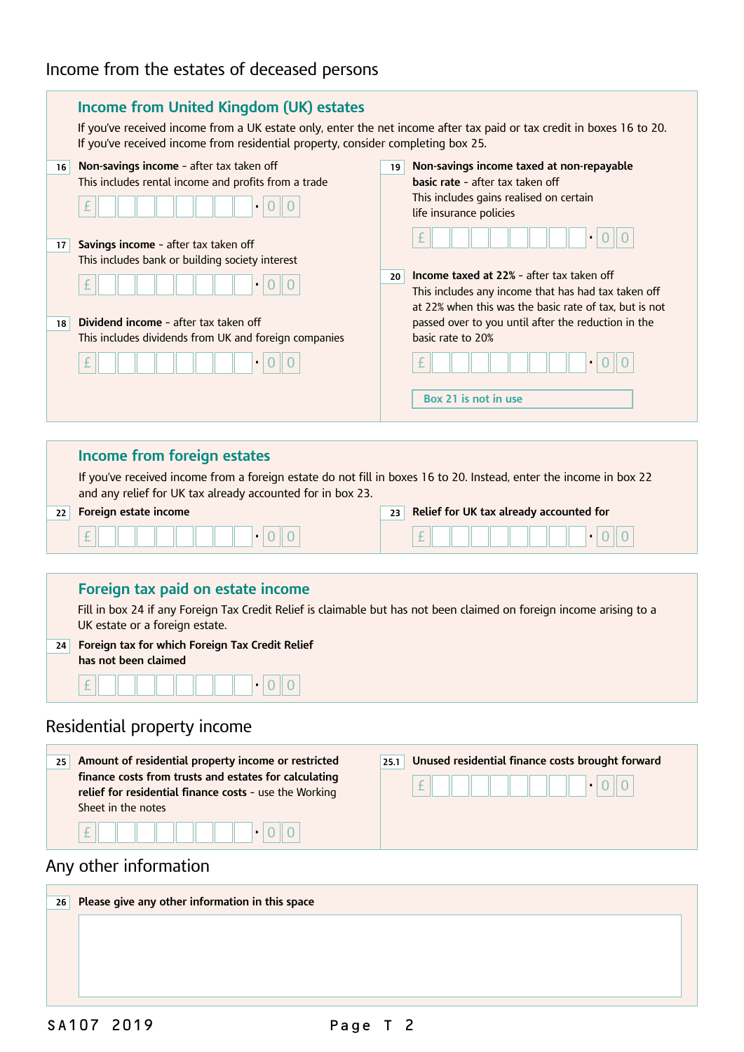# Income from the estates of deceased persons

## Income from United Kingdom (UK) estates

If you've received income from a UK estate only, enter the net income after tax paid or tax credit in boxes 16 to 20. If you've received income from residential property, consider completing box 25.

**16 Non-savings income** - after tax taken off
This includes rental income and profits from a trade

£ .00

**17 Savings income** - after tax taken off
This includes bank or building society interest

£ .00

**18 Dividend income** - after tax taken off
This includes dividends from UK and foreign companies

£ .00

**19 Non-savings income taxed at non-repayable basic rate** - after tax taken off
This includes gains realised on certain life insurance policies

£ .00

**20 Income taxed at 22%** - after tax taken off
This includes any income that has had tax taken off at 22% when this was the basic rate of tax, but is not passed over to you until after the reduction in the basic rate to 20%

£ .00

Box 21 is not in use

## Income from foreign estates

If you've received income from a foreign estate do not fill in boxes 16 to 20. Instead, enter the income in box 22 and any relief for UK tax already accounted for in box 23.

**22 Foreign estate income**

£ .00

**23 Relief for UK tax already accounted for**

£ .00

## Foreign tax paid on estate income

Fill in box 24 if any Foreign Tax Credit Relief is claimable but has not been claimed on foreign income arising to a UK estate or a foreign estate.

**24 Foreign tax for which Foreign Tax Credit Relief has not been claimed**

£ .00

# Residential property income

**25 Amount of residential property income or restricted finance costs from trusts and estates for calculating relief for residential finance costs** - use the Working Sheet in the notes

£ .00

**25.1 Unused residential finance costs brought forward**

£ .00

# Any other information

**26 Please give any other information in this space**

SA107 2019